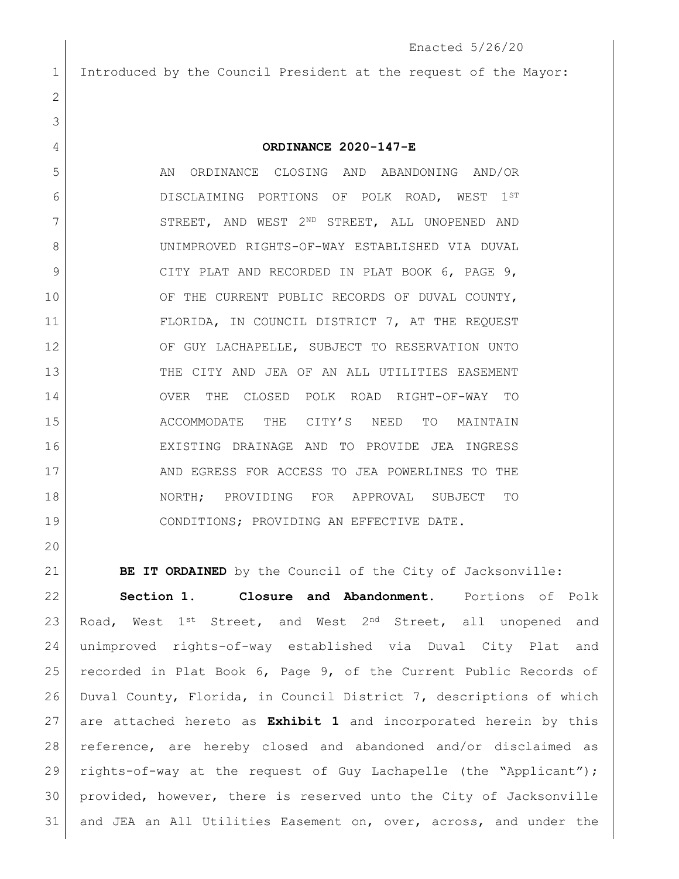Enacted 5/26/20

Introduced by the Council President at the request of the Mayor:

**ORDINANCE 2020-147-E**

AN ORDINANCE CLOSING AND ABANDONING AND/OR DISCLAIMING PORTIONS OF POLK ROAD, WEST 1ST STREET, AND WEST 2ND STREET, ALL UNOPENED AND UNIMPROVED RIGHTS-OF-WAY ESTABLISHED VIA DUVAL CITY PLAT AND RECORDED IN PLAT BOOK 6, PAGE 9, OF THE CURRENT PUBLIC RECORDS OF DUVAL COUNTY, FLORIDA, IN COUNCIL DISTRICT 7, AT THE REQUEST OF GUY LACHAPELLE, SUBJECT TO RESERVATION UNTO THE CITY AND JEA OF AN ALL UTILITIES EASEMENT OVER THE CLOSED POLK ROAD RIGHT-OF-WAY TO ACCOMMODATE THE CITY'S NEED TO MAINTAIN EXISTING DRAINAGE AND TO PROVIDE JEA INGRESS AND EGRESS FOR ACCESS TO JEA POWERLINES TO THE NORTH; PROVIDING FOR APPROVAL SUBJECT TO CONDITIONS; PROVIDING AN EFFECTIVE DATE.

**BE IT ORDAINED** by the Council of the City of Jacksonville:

**Section 1. Closure and Abandonment.** Portions of Polk Road, West 1st Street, and West 2nd Street, all unopened and unimproved rights-of-way established via Duval City Plat and recorded in Plat Book 6, Page 9, of the Current Public Records of Duval County, Florida, in Council District 7, descriptions of which are attached hereto as **Exhibit 1** and incorporated herein by this reference, are hereby closed and abandoned and/or disclaimed as rights-of-way at the request of Guy Lachapelle (the "Applicant"); provided, however, there is reserved unto the City of Jacksonville and JEA an All Utilities Easement on, over, across, and under the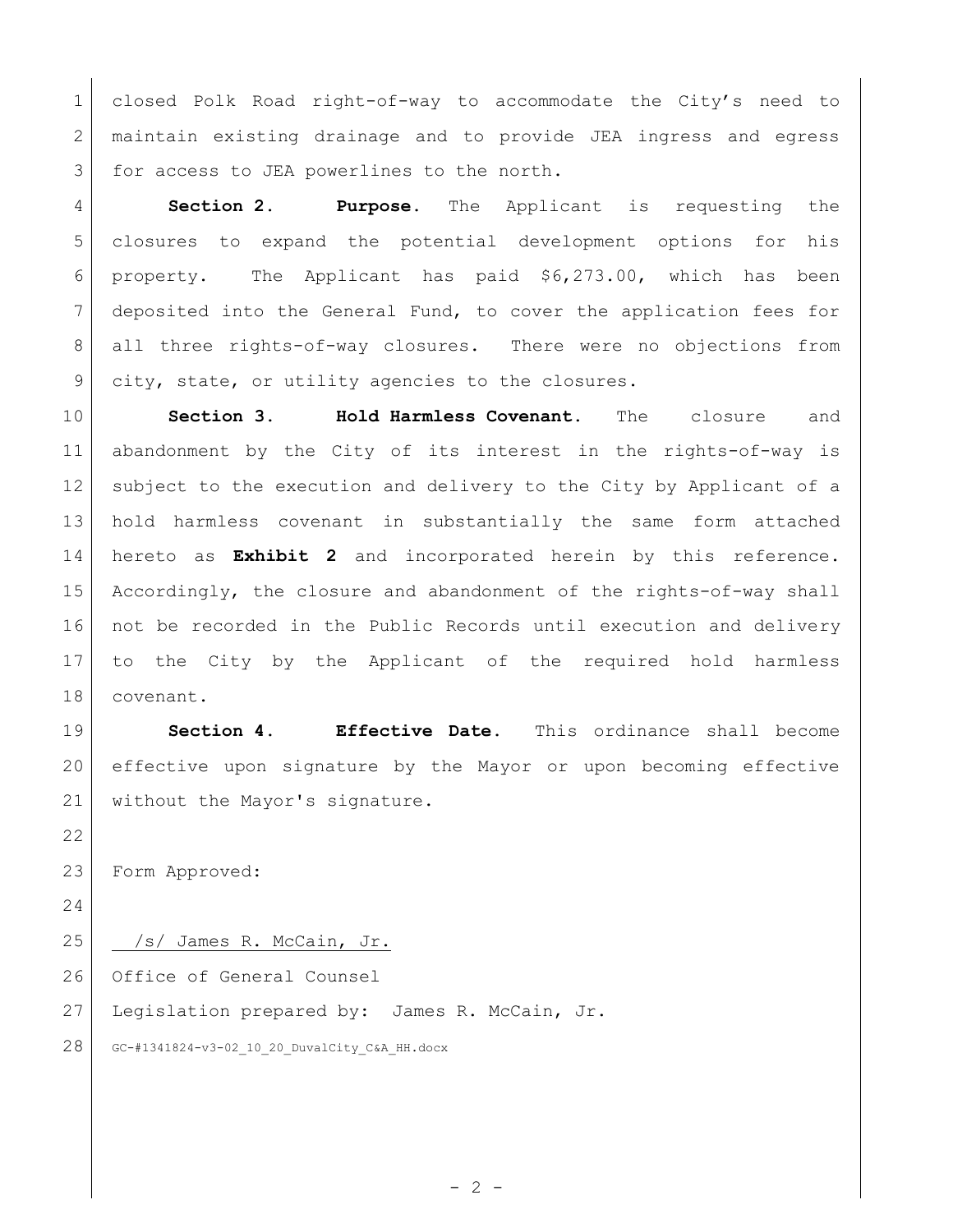closed Polk Road right-of-way to accommodate the City's need to maintain existing drainage and to provide JEA ingress and egress for access to JEA powerlines to the north.

**Section 2. Purpose.** The Applicant is requesting the closures to expand the potential development options for his property. The Applicant has paid $6,273.00, which has been deposited into the General Fund, to cover the application fees for all three rights-of-way closures. There were no objections from city, state, or utility agencies to the closures.

**Section 3. Hold Harmless Covenant.** The closure and abandonment by the City of its interest in the rights-of-way is subject to the execution and delivery to the City by Applicant of a hold harmless covenant in substantially the same form attached hereto as **Exhibit 2** and incorporated herein by this reference. Accordingly, the closure and abandonment of the rights-of-way shall not be recorded in the Public Records until execution and delivery to the City by the Applicant of the required hold harmless covenant.

**Section 4. Effective Date.** This ordinance shall become effective upon signature by the Mayor or upon becoming effective without the Mayor's signature.

Form Approved:

/s/ James R. McCain, Jr.

Office of General Counsel

Legislation prepared by: James R. McCain, Jr.

GC-#1341824-v3-02_10_20_DuvalCity_C&A_HH.docx